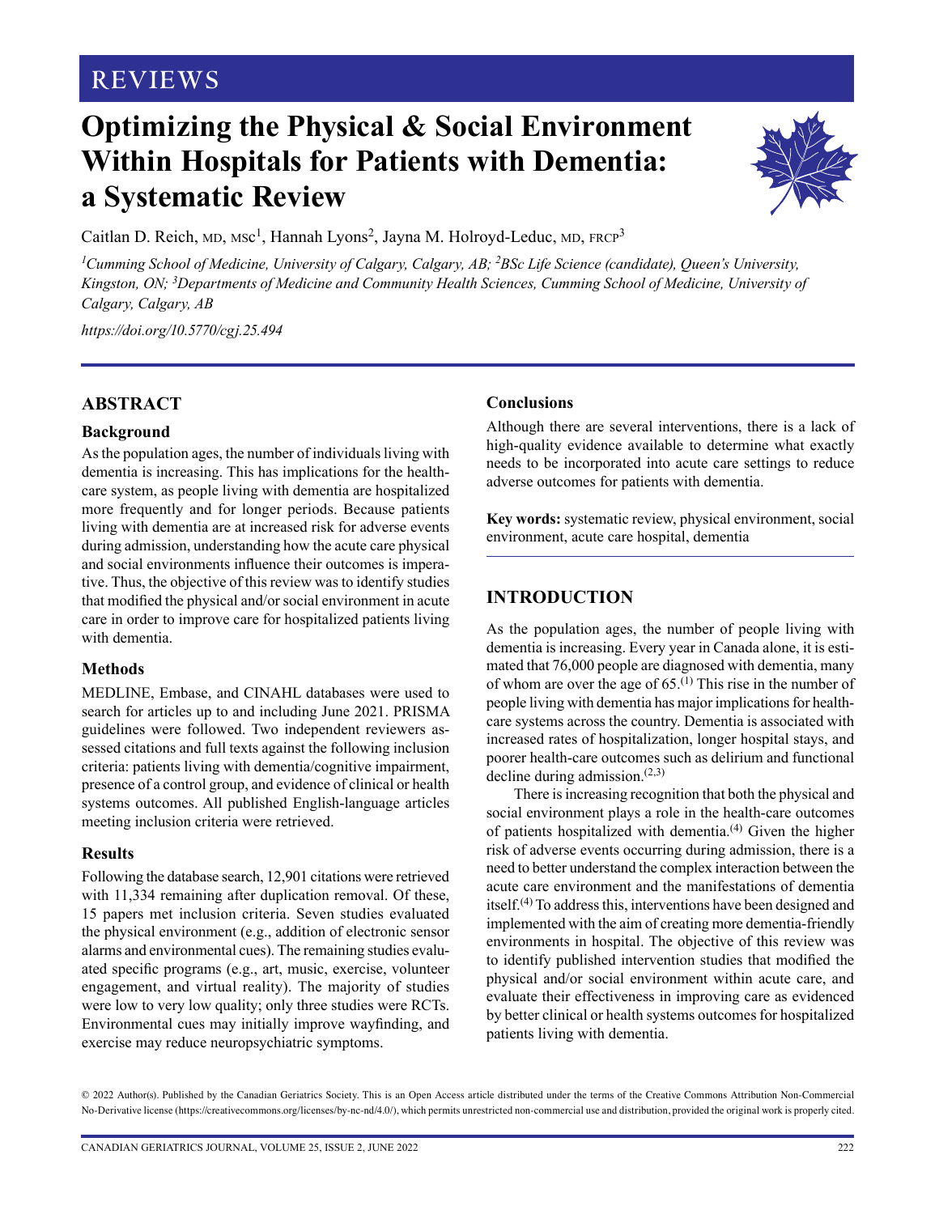REVIEWS

# Optimizing the Physical & Social Environment Within Hospitals for Patients with Dementia: a Systematic Review

Caitlan D. Reich, MD, MSc[1], Hannah Lyons[2], Jayna M. Holroyd-Leduc, MD, FRCP[3]

[1]Cumming School of Medicine, University of Calgary, Calgary, AB; [2]BSc Life Science (candidate), Queen's University, Kingston, ON; [3]Departments of Medicine and Community Health Sciences, Cumming School of Medicine, University of Calgary, Calgary, AB

*https://doi.org/10.5770/cgj.25.494*

## ABSTRACT

### Background

As the population ages, the number of individuals living with dementia is increasing. This has implications for the health-care system, as people living with dementia are hospitalized more frequently and for longer periods. Because patients living with dementia are at increased risk for adverse events during admission, understanding how the acute care physical and social environments influence their outcomes is imperative. Thus, the objective of this review was to identify studies that modified the physical and/or social environment in acute care in order to improve care for hospitalized patients living with dementia.

### Methods

MEDLINE, Embase, and CINAHL databases were used to search for articles up to and including June 2021. PRISMA guidelines were followed. Two independent reviewers assessed citations and full texts against the following inclusion criteria: patients living with dementia/cognitive impairment, presence of a control group, and evidence of clinical or health systems outcomes. All published English-language articles meeting inclusion criteria were retrieved.

### Results

Following the database search, 12,901 citations were retrieved with 11,334 remaining after duplication removal. Of these, 15 papers met inclusion criteria. Seven studies evaluated the physical environment (e.g., addition of electronic sensor alarms and environmental cues). The remaining studies evaluated specific programs (e.g., art, music, exercise, volunteer engagement, and virtual reality). The majority of studies were low to very low quality; only three studies were RCTs. Environmental cues may initially improve wayfinding, and exercise may reduce neuropsychiatric symptoms.

### Conclusions

Although there are several interventions, there is a lack of high-quality evidence available to determine what exactly needs to be incorporated into acute care settings to reduce adverse outcomes for patients with dementia.

**Key words:** systematic review, physical environment, social environment, acute care hospital, dementia

## INTRODUCTION

As the population ages, the number of people living with dementia is increasing. Every year in Canada alone, it is estimated that 76,000 people are diagnosed with dementia, many of whom are over the age of 65.[1] This rise in the number of people living with dementia has major implications for health-care systems across the country. Dementia is associated with increased rates of hospitalization, longer hospital stays, and poorer health-care outcomes such as delirium and functional decline during admission.[2,3]

There is increasing recognition that both the physical and social environment plays a role in the health-care outcomes of patients hospitalized with dementia.[4] Given the higher risk of adverse events occurring during admission, there is a need to better understand the complex interaction between the acute care environment and the manifestations of dementia itself.[4] To address this, interventions have been designed and implemented with the aim of creating more dementia-friendly environments in hospital. The objective of this review was to identify published intervention studies that modified the physical and/or social environment within acute care, and evaluate their effectiveness in improving care as evidenced by better clinical or health systems outcomes for hospitalized patients living with dementia.

© 2022 Author(s). Published by the Canadian Geriatrics Society. This is an Open Access article distributed under the terms of the Creative Commons Attribution Non-Commercial No-Derivative license (https://creativecommons.org/licenses/by-nc-nd/4.0/), which permits unrestricted non-commercial use and distribution, provided the original work is properly cited.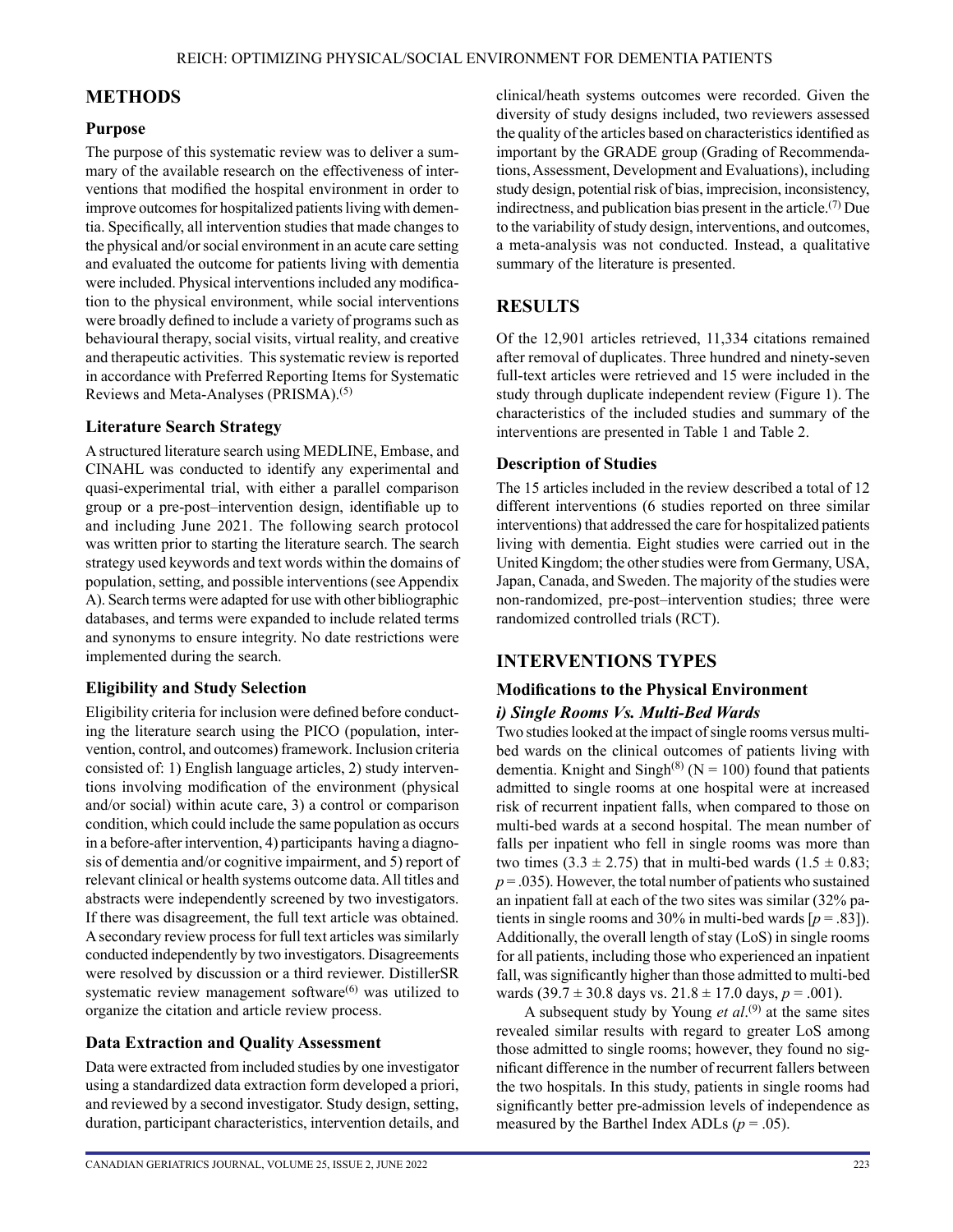## METHODS

### Purpose

The purpose of this systematic review was to deliver a summary of the available research on the effectiveness of interventions that modified the hospital environment in order to improve outcomes for hospitalized patients living with dementia. Specifically, all intervention studies that made changes to the physical and/or social environment in an acute care setting and evaluated the outcome for patients living with dementia were included. Physical interventions included any modification to the physical environment, while social interventions were broadly defined to include a variety of programs such as behavioural therapy, social visits, virtual reality, and creative and therapeutic activities. This systematic review is reported in accordance with Preferred Reporting Items for Systematic Reviews and Meta-Analyses (PRISMA).[5]

### Literature Search Strategy

A structured literature search using MEDLINE, Embase, and CINAHL was conducted to identify any experimental and quasi-experimental trial, with either a parallel comparison group or a pre-post–intervention design, identifiable up to and including June 2021. The following search protocol was written prior to starting the literature search. The search strategy used keywords and text words within the domains of population, setting, and possible interventions (see Appendix A). Search terms were adapted for use with other bibliographic databases, and terms were expanded to include related terms and synonyms to ensure integrity. No date restrictions were implemented during the search.

### Eligibility and Study Selection

Eligibility criteria for inclusion were defined before conducting the literature search using the PICO (population, intervention, control, and outcomes) framework. Inclusion criteria consisted of: 1) English language articles, 2) study interventions involving modification of the environment (physical and/or social) within acute care, 3) a control or comparison condition, which could include the same population as occurs in a before-after intervention, 4) participants having a diagnosis of dementia and/or cognitive impairment, and 5) report of relevant clinical or health systems outcome data. All titles and abstracts were independently screened by two investigators. If there was disagreement, the full text article was obtained. A secondary review process for full text articles was similarly conducted independently by two investigators. Disagreements were resolved by discussion or a third reviewer. DistillerSR systematic review management software[6] was utilized to organize the citation and article review process.

### Data Extraction and Quality Assessment

Data were extracted from included studies by one investigator using a standardized data extraction form developed a priori, and reviewed by a second investigator. Study design, setting, duration, participant characteristics, intervention details, and clinical/heath systems outcomes were recorded. Given the diversity of study designs included, two reviewers assessed the quality of the articles based on characteristics identified as important by the GRADE group (Grading of Recommendations, Assessment, Development and Evaluations), including study design, potential risk of bias, imprecision, inconsistency, indirectness, and publication bias present in the article.[7] Due to the variability of study design, interventions, and outcomes, a meta-analysis was not conducted. Instead, a qualitative summary of the literature is presented.

## RESULTS

Of the 12,901 articles retrieved, 11,334 citations remained after removal of duplicates. Three hundred and ninety-seven full-text articles were retrieved and 15 were included in the study through duplicate independent review (Figure 1). The characteristics of the included studies and summary of the interventions are presented in Table 1 and Table 2.

### Description of Studies

The 15 articles included in the review described a total of 12 different interventions (6 studies reported on three similar interventions) that addressed the care for hospitalized patients living with dementia. Eight studies were carried out in the United Kingdom; the other studies were from Germany, USA, Japan, Canada, and Sweden. The majority of the studies were non-randomized, pre-post–intervention studies; three were randomized controlled trials (RCT).

## INTERVENTIONS TYPES

### Modifications to the Physical Environment

#### *i) Single Rooms Vs. Multi-Bed Wards*

Two studies looked at the impact of single rooms versus multi-bed wards on the clinical outcomes of patients living with dementia. Knight and Singh[8] (N = 100) found that patients admitted to single rooms at one hospital were at increased risk of recurrent inpatient falls, when compared to those on multi-bed wards at a second hospital. The mean number of falls per inpatient who fell in single rooms was more than two times ($3.3 \pm 2.75$) that in multi-bed wards ($1.5 \pm 0.83$; $p = .035$). However, the total number of patients who sustained an inpatient fall at each of the two sites was similar (32% patients in single rooms and 30% in multi-bed wards [$p = .83$]). Additionally, the overall length of stay (LoS) in single rooms for all patients, including those who experienced an inpatient fall, was significantly higher than those admitted to multi-bed wards ($39.7 \pm 30.8$ days vs. $21.8 \pm 17.0$ days, $p = .001$).

A subsequent study by Young *et al*.[9] at the same sites revealed similar results with regard to greater LoS among those admitted to single rooms; however, they found no significant difference in the number of recurrent fallers between the two hospitals. In this study, patients in single rooms had significantly better pre-admission levels of independence as measured by the Barthel Index ADLs ($p = .05$).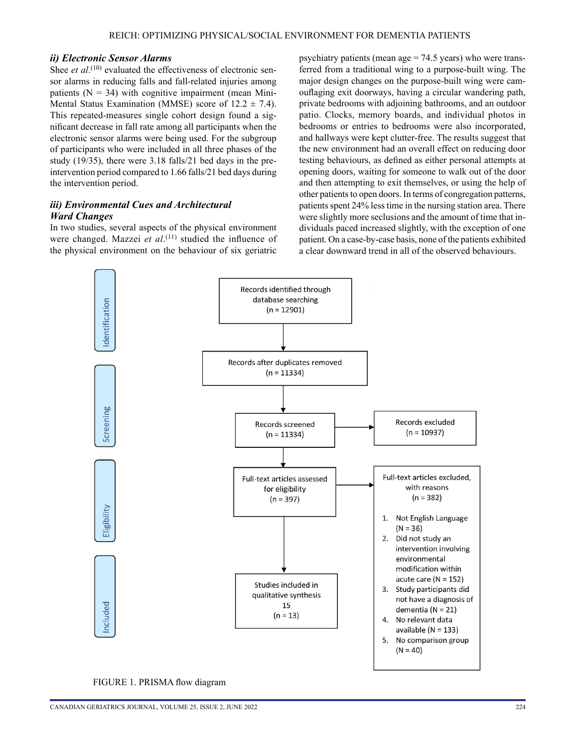### ii) Electronic Sensor Alarms

Shee *et al*.[10] evaluated the effectiveness of electronic sensor alarms in reducing falls and fall-related injuries among patients (N = 34) with cognitive impairment (mean Mini-Mental Status Examination (MMSE) score of 12.2 ± 7.4). This repeated-measures single cohort design found a significant decrease in fall rate among all participants when the electronic sensor alarms were being used. For the subgroup of participants who were included in all three phases of the study (19/35), there were 3.18 falls/21 bed days in the pre-intervention period compared to 1.66 falls/21 bed days during the intervention period.

### iii) Environmental Cues and Architectural Ward Changes

In two studies, several aspects of the physical environment were changed. Mazzei *et al*.[11] studied the influence of the physical environment on the behaviour of six geriatric psychiatry patients (mean age = 74.5 years) who were transferred from a traditional wing to a purpose-built wing. The major design changes on the purpose-built wing were camouflaging exit doorways, having a circular wandering path, private bedrooms with adjoining bathrooms, and an outdoor patio. Clocks, memory boards, and individual photos in bedrooms or entries to bedrooms were also incorporated, and hallways were kept clutter-free. The results suggest that the new environment had an overall effect on reducing door testing behaviours, as defined as either personal attempts at opening doors, waiting for someone to walk out of the door and then attempting to exit themselves, or using the help of other patients to open doors. In terms of congregation patterns, patients spent 24% less time in the nursing station area. There were slightly more seclusions and the amount of time that individuals paced increased slightly, with the exception of one patient. On a case-by-case basis, none of the patients exhibited a clear downward trend in all of the observed behaviours.

**Identification**

Records identified through database searching (n = 12901)

↓

Records after duplicates removed (n = 11334)

**Screening**

Records screened (n = 11334) → Records excluded (n = 10937)

**Eligibility**

Full-text articles assessed for eligibility (n = 397) → Full-text articles excluded, with reasons (n = 382)

1. Not English Language (N = 36)
2. Did not study an intervention involving environmental modification within acute care (N = 152)
3. Study participants did not have a diagnosis of dementia (N = 21)
4. No relevant data available (N = 133)
5. No comparison group (N = 40)

**Included**

Studies included in qualitative synthesis 15 (n = 13)

FIGURE 1. PRISMA flow diagram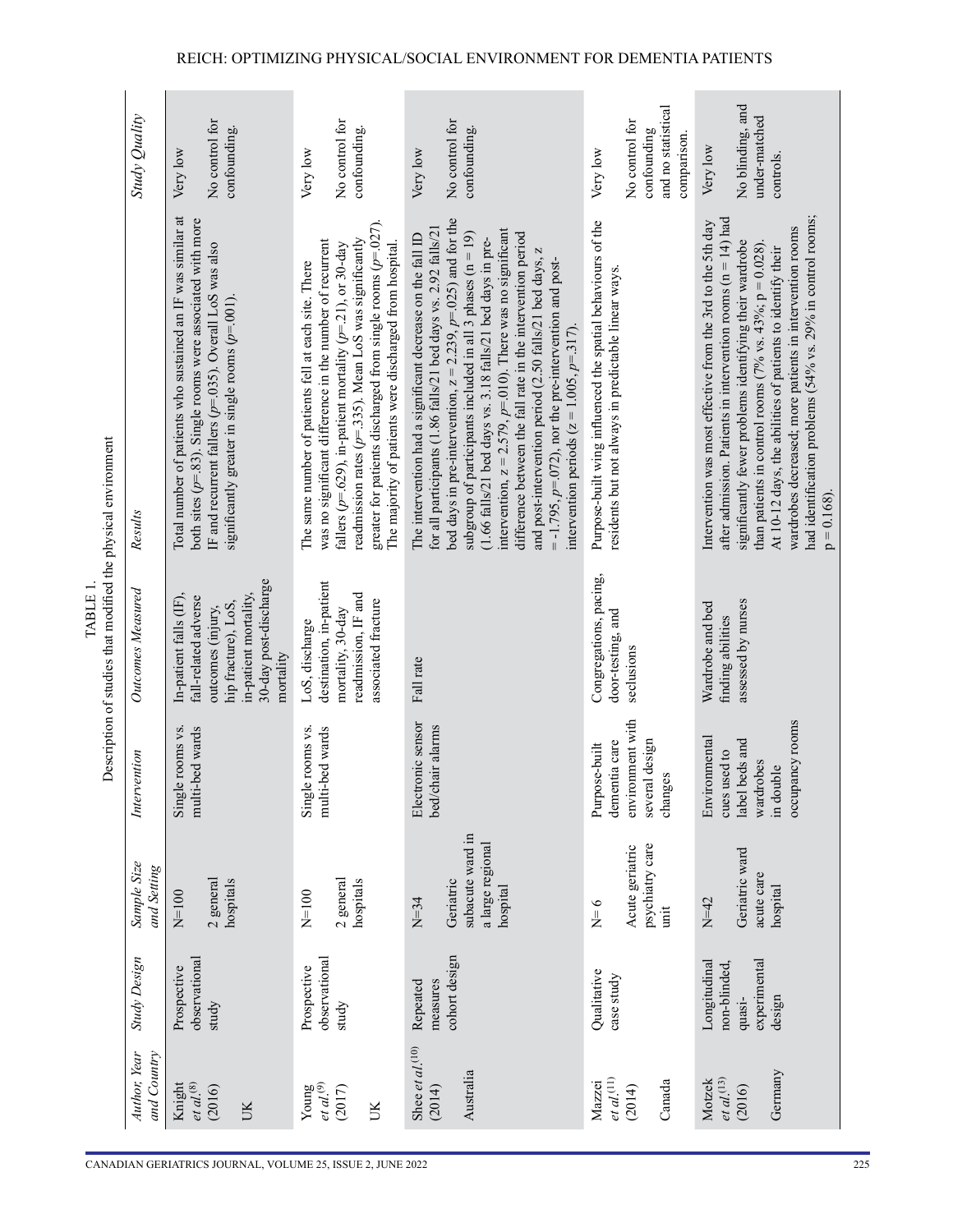TABLE 1.
Description of studies that modified the physical environment

| *Author, Year and Country* | *Study Design* | *Sample Size and Setting* | *Intervention* | *Outcomes Measured* | *Results* | *Study Quality* |
|---|---|---|---|---|---|---|
| Knight *et al.*[8] (2016) UK | Prospective observational study | N=100 2 general hospitals | Single rooms vs. multi-bed wards | In-patient falls (IF), fall-related adverse outcomes (injury, hip fracture), LoS, in-patient mortality, 30-day post-discharge mortality | Total number of patients who sustained an IF was similar at both sites ($p$=.83). Single rooms were associated with more IF and recurrent fallers ($p$=.035). Overall LoS was also significantly greater in single rooms ($p$=.001). | Very low No control for confounding. |
| Young *et al.*[9] (2017) UK | Prospective observational study | N=100 2 general hospitals | Single rooms vs. multi-bed wards | LoS, discharge destination, in-patient mortality, 30-day readmission, IF and associated fracture | The same number of patients fell at each site. There was no significant difference in the number of recurrent fallers ($p$=.629), in-patient mortality ($p$=.21), or 30-day readmission rates ($p$=.335). Mean LoS was significantly greater for patients discharged from single rooms ($p$=.027). The majority of patients were discharged from hospital. | Very low No control for confounding. |
| Shee *et al.*[10] (2014) Australia | Repeated measures cohort design | N=34 Geriatric subacute ward in a large regional hospital | Electronic sensor bed/chair alarms | Fall rate | The intervention had a significant decrease on the fall ID for all participants (1.86 falls/21 bed days vs. 2.92 falls/21 bed days in pre-intervention, $z$ = 2.239, $p$=.025) and for the subgroup of participants included in all 3 phases (n = 19) (1.66 falls/21 bed days vs. 3.18 falls/21 bed days in pre-intervention, $z$ = 2.579, $p$=.010). There was no significant difference between the fall rate in the intervention period and post-intervention period (2.50 falls/21 bed days, $z$ = -1.795, $p$=.072), nor the pre-intervention and post-intervention periods ($z$ = 1.005, $p$=.317). | Very low No control for confounding. |
| Mazzei *et al.*[11] (2014) Canada | Qualitative case study | N= 6 Acute geriatric psychiatry care unit | Purpose-built dementia care environment with several design changes | Congregations, pacing, door-testing, and seclusions | Purpose-built wing influenced the spatial behaviours of the residents but not always in predictable linear ways. | Very low No control for confounding and no statistical comparison. |
| Motzek *et al.*[13] (2016) Germany | Longitudinal non-blinded, quasi-experimental design | N=42 Geriatric ward acute care hospital | Environmental cues used to label beds and wardrobes in double occupancy rooms | Wardrobe and bed finding abilities assessed by nurses | Intervention was most effective from the 3rd to the 5th day after admission. Patients in intervention rooms (n = 14) had significantly fewer problems identifying their wardrobe than patients in control rooms (7% vs. 43%; p = 0.028). At 10-12 days, the abilities of patients to identify their wardrobes decreased; more patients in intervention rooms had identification problems (54% vs. 29% in control rooms; p = 0.168). | Very low No blinding, and under-matched controls. |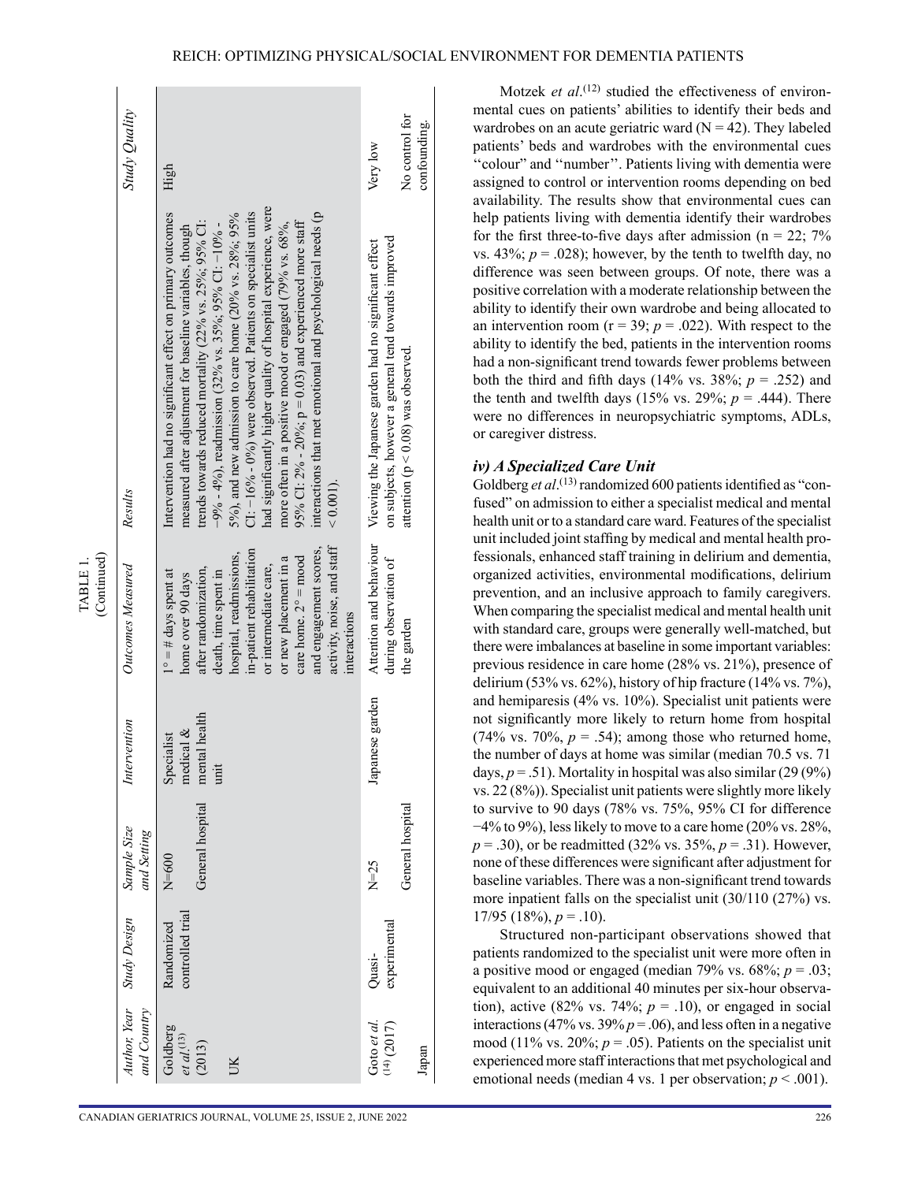TABLE 1.
(Continued)

| Author, Year and Country | Study Design | Sample Size and Setting | Intervention | Outcomes Measured | Results | Study Quality |
|---|---|---|---|---|---|---|
| Goldberg *et al.*[13] (2013) UK | Randomized controlled trial | N=600 General hospital | Specialist medical & mental health unit | 1° = # days spent at home over 90 days after randomization, death, time spent in hospital, readmissions, in-patient rehabilitation or intermediate care, or new placement in a care home. 2° = mood and engagement scores, activity, noise, and staff interactions | Intervention had no significant effect on primary outcomes measured after adjustment for baseline variables, though trends towards reduced mortality (22% vs. 25%; 95% CI: −9% - 4%), readmission (32% vs. 35%; 95% CI: −10% - 5%), and new admission to care home (20% vs. 28%; 95% CI: −16% - 0%) were observed. Patients on specialist units had significantly higher quality of hospital experience, were more often in a positive mood or engaged (79% vs. 68%, 95% CI: 2% - 20%; p = 0.03) and experienced more staff interactions that met emotional and psychological needs (p < 0.001). | High |
| Goto *et al.*[14] (2017) Japan | Quasi-experimental | N=25 General hospital | Japanese garden | Attention and behaviour during observation of the garden | Viewing the Japanese garden had no significant effect on subjects, however a general tend towards improved attention (p < 0.08) was observed. | Very low. No control for confounding. |

Motzek *et al.*[12] studied the effectiveness of environmental cues on patients' abilities to identify their beds and wardrobes on an acute geriatric ward (N = 42). They labeled patients' beds and wardrobes with the environmental cues ''colour'' and ''number''. Patients living with dementia were assigned to control or intervention rooms depending on bed availability. The results show that environmental cues can help patients living with dementia identify their wardrobes for the first three-to-five days after admission (n = 22; 7% vs. 43%; $p = .028$); however, by the tenth to twelfth day, no difference was seen between groups. Of note, there was a positive correlation with a moderate relationship between the ability to identify their own wardrobe and being allocated to an intervention room (r = 39; $p = .022$). With respect to the ability to identify the bed, patients in the intervention rooms had a non-significant trend towards fewer problems between both the third and fifth days (14% vs. 38%; $p = .252$) and the tenth and twelfth days (15% vs. 29%; $p = .444$). There were no differences in neuropsychiatric symptoms, ADLs, or caregiver distress.

### *iv) A Specialized Care Unit*

Goldberg *et al.*[13] randomized 600 patients identified as "confused" on admission to either a specialist medical and mental health unit or to a standard care ward. Features of the specialist unit included joint staffing by medical and mental health professionals, enhanced staff training in delirium and dementia, organized activities, environmental modifications, delirium prevention, and an inclusive approach to family caregivers. When comparing the specialist medical and mental health unit with standard care, groups were generally well-matched, but there were imbalances at baseline in some important variables: previous residence in care home (28% vs. 21%), presence of delirium (53% vs. 62%), history of hip fracture (14% vs. 7%), and hemiparesis (4% vs. 10%). Specialist unit patients were not significantly more likely to return home from hospital (74% vs. 70%, $p = .54$); among those who returned home, the number of days at home was similar (median 70.5 vs. 71 days, $p = .51$). Mortality in hospital was also similar (29 (9%) vs. 22 (8%)). Specialist unit patients were slightly more likely to survive to 90 days (78% vs. 75%, 95% CI for difference −4% to 9%), less likely to move to a care home (20% vs. 28%, $p = .30$), or be readmitted (32% vs. 35%, $p = .31$). However, none of these differences were significant after adjustment for baseline variables. There was a non-significant trend towards more inpatient falls on the specialist unit (30/110 (27%) vs. 17/95 (18%), $p = .10$).

Structured non-participant observations showed that patients randomized to the specialist unit were more often in a positive mood or engaged (median 79% vs. 68%; $p = .03$; equivalent to an additional 40 minutes per six-hour observation), active (82% vs. 74%; $p = .10$), or engaged in social interactions (47% vs. 39% $p = .06$), and less often in a negative mood (11% vs. 20%; $p = .05$). Patients on the specialist unit experienced more staff interactions that met psychological and emotional needs (median 4 vs. 1 per observation; $p < .001$).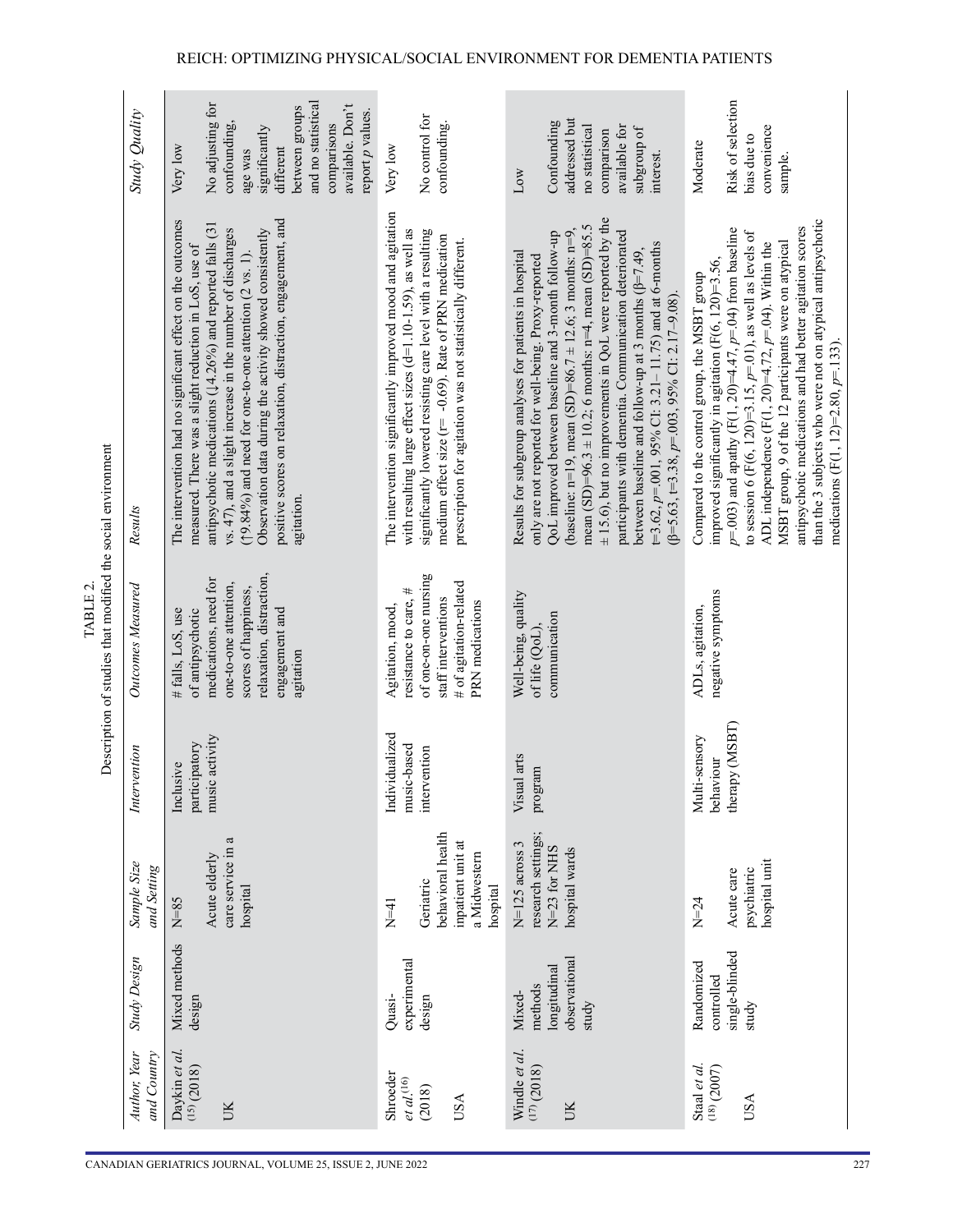TABLE 2.
Description of studies that modified the social environment

| Author, Year and Country | Study Design | Sample Size and Setting | Intervention | Outcomes Measured | Results | Study Quality |
|---|---|---|---|---|---|---|
| Daykin *et al.*[15] (2018) UK | Mixed methods design | N=85 Acute elderly care service in a hospital | Inclusive participatory music activity | # falls, LoS, use of antipsychotic medications, need for one-to-one attention, scores of happiness, relaxation, distraction, engagement and agitation | The intervention had no significant effect on the outcomes measured. There was a slight reduction in LoS, use of antipsychotic medications (↓4.26%) and reported falls (31 vs. 47), and a slight increase in the number of discharges (↑9.84%) and need for one-to-one attention (2 vs. 1). Observation data during the activity showed consistently positive scores on relaxation, distraction, engagement, and agitation. | Very low No adjusting for confounding, age was significantly different between groups and no statistical comparisons available. Don't report *p* values. |
| Shroeder *et al.*[16] (2018) USA | Quasi-experimental design | N=41 Geriatric behavioral health inpatient unit at a Midwestern hospital | Individualized music-based intervention | Agitation, mood, resistance to care, # of one-on-one nursing staff interventions # of agitation-related PRN medications | The intervention significantly improved mood and agitation with resulting large effect sizes (d=1.10-1.59), as well as significantly lowered resisting care level with a resulting medium effect size (r= -0.69). Rate of PRN medication prescription for agitation was not statistically different. | Very low No control for confounding. |
| Windle *et al.*[17] (2018) UK | Mixed-methods longitudinal observational study | N=125 across 3 research settings; N=23 for NHS hospital wards | Visual arts program | Well-being, quality of life (QoL), communication | Results for subgroup analyses for patients in hospital only are not reported for well-being. Proxy-reported QoL improved between baseline and 3-month follow-up (baseline: n=19, mean (SD)=86.7 ± 12.6; 3 months: n=9, mean (SD)=96.3 ± 10.2; 6 months: n=4, mean (SD)=85.5 ± 15.6), but no improvements in QoL were reported by the participants with dementia. Communication deteriorated between baseline and follow-up at 3 months (β=7.49, t=3.62, *p*=.001, 95% CI: 3.21– 11.75) and at 6-months (β=5.63, t=3.38, *p*=.003, 95% CI: 2.17–9.08). | Low Confounding addressed but no statistical comparison available for subgroup of interest. |
| Staal *et al.*[18] (2007) USA | Randomized controlled single-blinded study | N=24 Acute care psychiatric hospital unit | Multi-sensory behaviour therapy (MSBT) | ADLs, agitation, negative symptoms | Compared to the control group, the MSBT group improved significantly in agitation (F(6, 120)=3.56, *p*=.003) and apathy (F(1, 20)=4.47, *p*=.04) from baseline to session 6 (F(6, 120)=3.15, *p*=.01), as well as levels of ADL independence (F(1, 20)=4.72, *p*=.04). Within the MSBT group, 9 of the 12 participants were on atypical antipsychotic medications and had better agitation scores than the 3 subjects who were not on atypical antipsychotic medications (F(1, 12)=2.80, *p*=.133). | Moderate Risk of selection bias due to convenience sample. |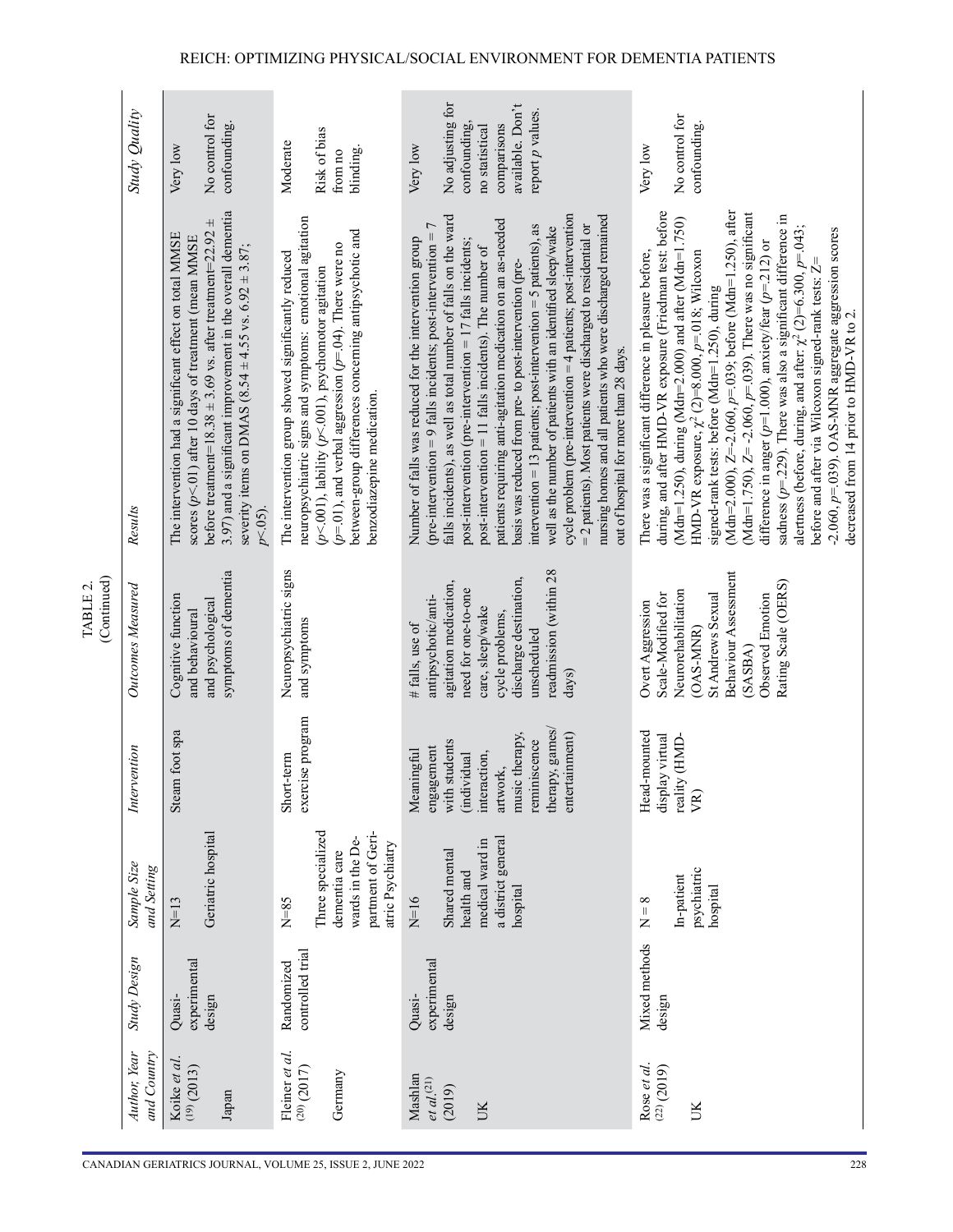TABLE 2.
(Continued)

| Author, Year and Country | Study Design | Sample Size and Setting | Intervention | Outcomes Measured | Results | Study Quality |
|---|---|---|---|---|---|---|
| Koike *et al.* [19] (2013) Japan | Quasi-experimental design | N=13 Geriatric hospital | Steam foot spa | Cognitive function and behavioural and psychological symptoms of dementia | The intervention had a significant effect on total MMSE scores ($p<.01$) after 10 days of treatment (mean MMSE before treatment=18.38 ± 3.69 vs. after treatment=22.92 ± 3.97) and a significant improvement in the overall dementia severity items on DMAS (8.54 ± 4.55 vs. 6.92 ± 3.87; $p<.05$). | Very low No control for confounding. |
| Fleiner *et al.* [20] (2017) Germany | Randomized controlled trial | N=85 Three specialized dementia care wards in the Department of Geriatric Psychiatry | Short-term exercise program | Neuropsychiatric signs and symptoms | The intervention group showed significantly reduced neuropsychiatric signs and symptoms: emotional agitation ($p<.001$), lability ($p<.001$), psychomotor agitation ($p=.01$), and verbal aggression ($p=.04$). There were no between-group differences concerning antipsychotic and benzodiazepine medication. | Moderate Risk of bias from no blinding. |
| Mashlan *et al.* [21] (2019) UK | Quasi-experimental design | N=16 Shared mental health and medical ward in a district general hospital | Meaningful engagement with students (individual interaction, artwork, music therapy, reminiscence therapy, games/entertainment) | # falls, use of antipsychotic/anti-agitation medication, need for one-to-one care, sleep/wake cycle problems, discharge destination, unscheduled readmission (within 28 days) | Number of falls was reduced for the intervention group (pre-intervention = 9 falls incidents; post-intervention = 7 falls incidents), as well as total number of falls on the ward post-intervention (pre-intervention = 17 falls incidents; post-intervention = 11 falls incidents). The number of patients requiring anti-agitation medication on an as-needed basis was reduced from pre- to post-intervention (pre-intervention = 13 patients; post-intervention = 5 patients), as well as the number of patients with an identified sleep/wake cycle problem (pre-intervention = 4 patients; post-intervention = 2 patients). Most patients were discharged to residential or nursing homes and all patients who were discharged remained out of hospital for more than 28 days. | Very low No adjusting for confounding, no statistical comparisons available. Don't report *p* values. |
| Rose *et al.* [22] (2019) UK | Mixed methods design | N = 8 In-patient psychiatric hospital | Head-mounted display virtual reality (HMD-VR) | Overt Aggression Scale-Modified for Neurorehabilitation (OAS-MNR) St Andrews Sexual Behaviour Assessment (SASBA) Observed Emotion Rating Scale (OERS) | There was a significant difference in pleasure before, during, and after HMD-VR exposure (Friedman test: before (Mdn=1.250), during (Mdn=2.000) and after (Mdn=1.750) HMD-VR exposure, $\chi^2$ (2)=8.000, $p$=.018; Wilcoxon signed-rank tests: before (Mdn=1.250), during (Mdn=2.000), Z=-2.060, $p$=.039; before (Mdn=1.250), after (Mdn=1.750), Z=-2.060, $p$=.039). There was no significant difference in anger ($p$=1.000), anxiety/fear ($p$=.212) or sadness ($p$=.229). There was also a significant difference in alertness (before, during, and after; $\chi^2$ (2)=6.300, $p$=.043; before and after via Wilcoxon signed-rank tests: Z= -2.060, $p$=.039). OAS-MNR aggregate aggression scores decreased from 14 prior to HMD-VR to 2. | Very low No control for confounding. |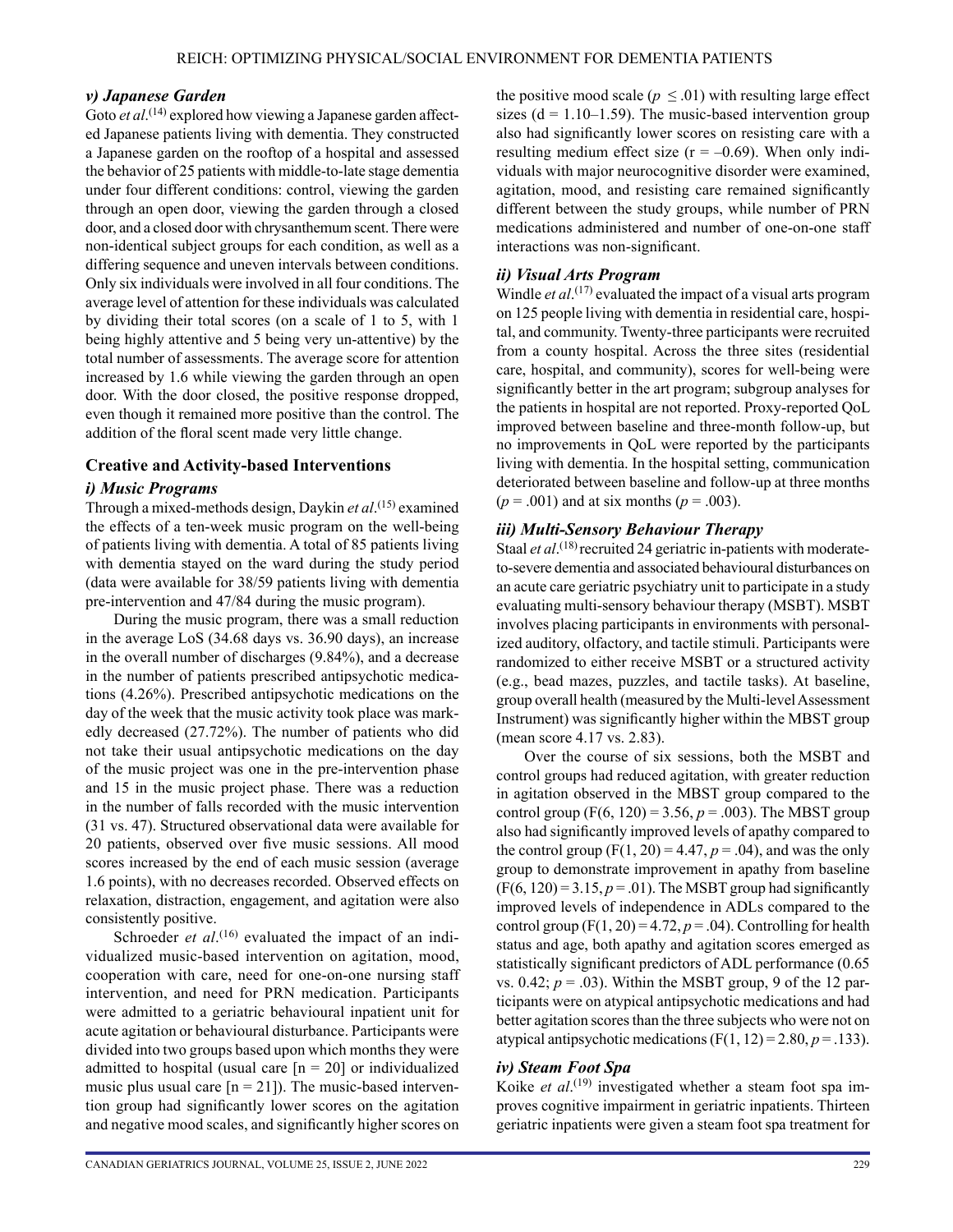### v) Japanese Garden

Goto *et al*.[14] explored how viewing a Japanese garden affected Japanese patients living with dementia. They constructed a Japanese garden on the rooftop of a hospital and assessed the behavior of 25 patients with middle-to-late stage dementia under four different conditions: control, viewing the garden through an open door, viewing the garden through a closed door, and a closed door with chrysanthemum scent. There were non-identical subject groups for each condition, as well as a differing sequence and uneven intervals between conditions. Only six individuals were involved in all four conditions. The average level of attention for these individuals was calculated by dividing their total scores (on a scale of 1 to 5, with 1 being highly attentive and 5 being very un-attentive) by the total number of assessments. The average score for attention increased by 1.6 while viewing the garden through an open door. With the door closed, the positive response dropped, even though it remained more positive than the control. The addition of the floral scent made very little change.

## Creative and Activity-based Interventions

### i) Music Programs

Through a mixed-methods design, Daykin *et al*.[15] examined the effects of a ten-week music program on the well-being of patients living with dementia. A total of 85 patients living with dementia stayed on the ward during the study period (data were available for 38/59 patients living with dementia pre-intervention and 47/84 during the music program).

During the music program, there was a small reduction in the average LoS (34.68 days vs. 36.90 days), an increase in the overall number of discharges (9.84%), and a decrease in the number of patients prescribed antipsychotic medications (4.26%). Prescribed antipsychotic medications on the day of the week that the music activity took place was markedly decreased (27.72%). The number of patients who did not take their usual antipsychotic medications on the day of the music project was one in the pre-intervention phase and 15 in the music project phase. There was a reduction in the number of falls recorded with the music intervention (31 vs. 47). Structured observational data were available for 20 patients, observed over five music sessions. All mood scores increased by the end of each music session (average 1.6 points), with no decreases recorded. Observed effects on relaxation, distraction, engagement, and agitation were also consistently positive.

Schroeder *et al*.[16] evaluated the impact of an individualized music-based intervention on agitation, mood, cooperation with care, need for one-on-one nursing staff intervention, and need for PRN medication. Participants were admitted to a geriatric behavioural inpatient unit for acute agitation or behavioural disturbance. Participants were divided into two groups based upon which months they were admitted to hospital (usual care [$n = 20$] or individualized music plus usual care [$n = 21$]). The music-based intervention group had significantly lower scores on the agitation and negative mood scales, and significantly higher scores on the positive mood scale ($p \leq .01$) with resulting large effect sizes ($d = 1.10–1.59$). The music-based intervention group also had significantly lower scores on resisting care with a resulting medium effect size ($r = –0.69$). When only individuals with major neurocognitive disorder were examined, agitation, mood, and resisting care remained significantly different between the study groups, while number of PRN medications administered and number of one-on-one staff interactions was non-significant.

### ii) Visual Arts Program

Windle *et al*.[17] evaluated the impact of a visual arts program on 125 people living with dementia in residential care, hospital, and community. Twenty-three participants were recruited from a county hospital. Across the three sites (residential care, hospital, and community), scores for well-being were significantly better in the art program; subgroup analyses for the patients in hospital are not reported. Proxy-reported QoL improved between baseline and three-month follow-up, but no improvements in QoL were reported by the participants living with dementia. In the hospital setting, communication deteriorated between baseline and follow-up at three months ($p = .001$) and at six months ($p = .003$).

### iii) Multi-Sensory Behaviour Therapy

Staal *et al*.[18] recruited 24 geriatric in-patients with moderate-to-severe dementia and associated behavioural disturbances on an acute care geriatric psychiatry unit to participate in a study evaluating multi-sensory behaviour therapy (MSBT). MSBT involves placing participants in environments with personalized auditory, olfactory, and tactile stimuli. Participants were randomized to either receive MSBT or a structured activity (e.g., bead mazes, puzzles, and tactile tasks). At baseline, group overall health (measured by the Multi-level Assessment Instrument) was significantly higher within the MBST group (mean score 4.17 vs. 2.83).

Over the course of six sessions, both the MSBT and control groups had reduced agitation, with greater reduction in agitation observed in the MBST group compared to the control group ($F(6, 120) = 3.56$, $p = .003$). The MBST group also had significantly improved levels of apathy compared to the control group ($F(1, 20) = 4.47$, $p = .04$), and was the only group to demonstrate improvement in apathy from baseline ($F(6, 120) = 3.15$, $p = .01$). The MSBT group had significantly improved levels of independence in ADLs compared to the control group ($F(1, 20) = 4.72$, $p = .04$). Controlling for health status and age, both apathy and agitation scores emerged as statistically significant predictors of ADL performance (0.65 vs. 0.42; $p = .03$). Within the MSBT group, 9 of the 12 participants were on atypical antipsychotic medications and had better agitation scores than the three subjects who were not on atypical antipsychotic medications ($F(1, 12) = 2.80$, $p = .133$).

### iv) Steam Foot Spa

Koike *et al*.[19] investigated whether a steam foot spa improves cognitive impairment in geriatric inpatients. Thirteen geriatric inpatients were given a steam foot spa treatment for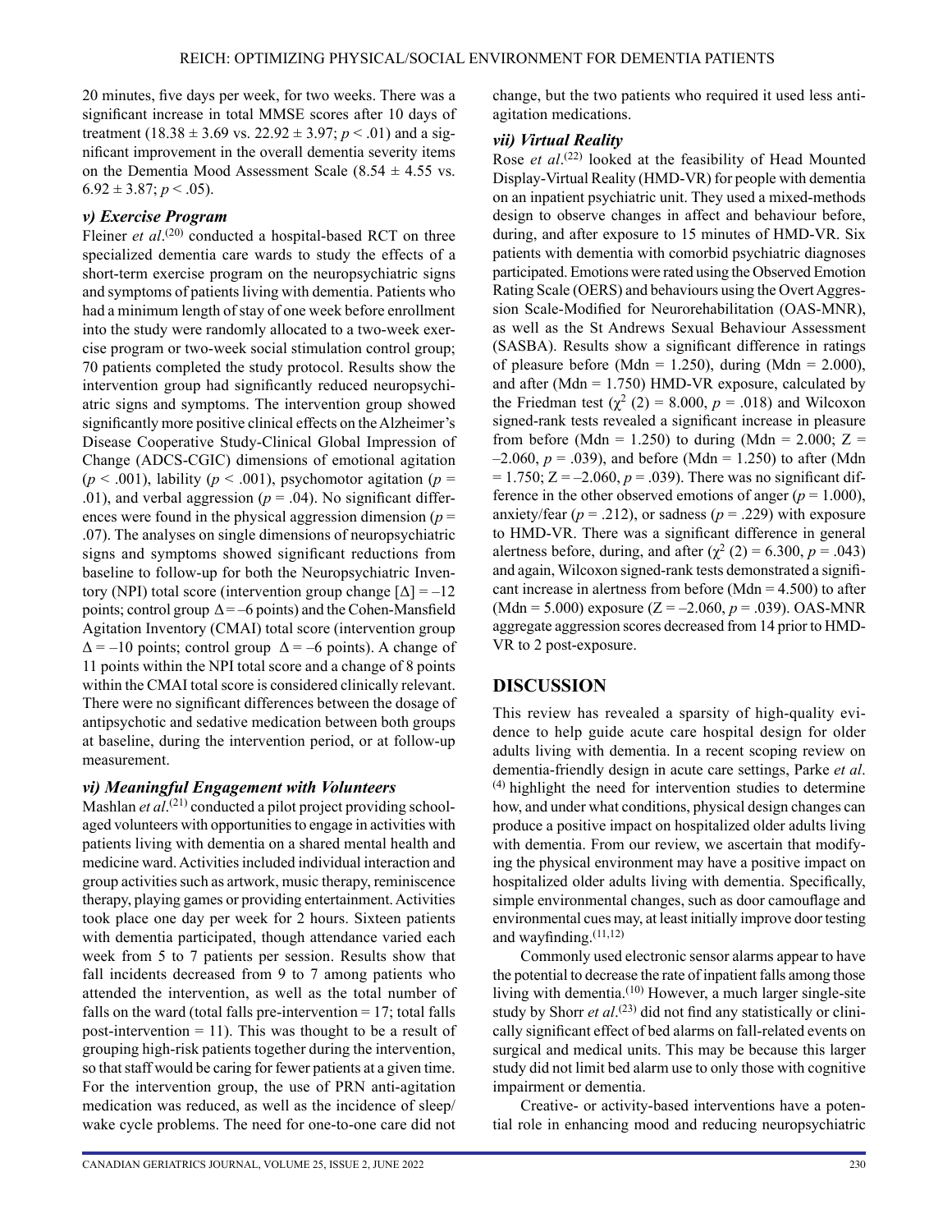20 minutes, five days per week, for two weeks. There was a significant increase in total MMSE scores after 10 days of treatment ($18.38 \pm 3.69$ vs. $22.92 \pm 3.97$; $p < .01$) and a significant improvement in the overall dementia severity items on the Dementia Mood Assessment Scale ($8.54 \pm 4.55$ vs. $6.92 \pm 3.87$; $p < .05$).

### *v) Exercise Program*

Fleiner *et al*.[20] conducted a hospital-based RCT on three specialized dementia care wards to study the effects of a short-term exercise program on the neuropsychiatric signs and symptoms of patients living with dementia. Patients who had a minimum length of stay of one week before enrollment into the study were randomly allocated to a two-week exercise program or two-week social stimulation control group; 70 patients completed the study protocol. Results show the intervention group had significantly reduced neuropsychiatric signs and symptoms. The intervention group showed significantly more positive clinical effects on the Alzheimer's Disease Cooperative Study-Clinical Global Impression of Change (ADCS-CGIC) dimensions of emotional agitation ($p < .001$), lability ($p < .001$), psychomotor agitation ($p = .01$), and verbal aggression ($p = .04$). No significant differences were found in the physical aggression dimension ($p = .07$). The analyses on single dimensions of neuropsychiatric signs and symptoms showed significant reductions from baseline to follow-up for both the Neuropsychiatric Inventory (NPI) total score (intervention group change [$\Delta$] = –12 points; control group $\Delta$ = –6 points) and the Cohen-Mansfield Agitation Inventory (CMAI) total score (intervention group $\Delta$ = –10 points; control group $\Delta$ = –6 points). A change of 11 points within the NPI total score and a change of 8 points within the CMAI total score is considered clinically relevant. There were no significant differences between the dosage of antipsychotic and sedative medication between both groups at baseline, during the intervention period, or at follow-up measurement.

### *vi) Meaningful Engagement with Volunteers*

Mashlan *et al*.[21] conducted a pilot project providing school-aged volunteers with opportunities to engage in activities with patients living with dementia on a shared mental health and medicine ward. Activities included individual interaction and group activities such as artwork, music therapy, reminiscence therapy, playing games or providing entertainment. Activities took place one day per week for 2 hours. Sixteen patients with dementia participated, though attendance varied each week from 5 to 7 patients per session. Results show that fall incidents decreased from 9 to 7 among patients who attended the intervention, as well as the total number of falls on the ward (total falls pre-intervention = 17; total falls post-intervention = 11). This was thought to be a result of grouping high-risk patients together during the intervention, so that staff would be caring for fewer patients at a given time. For the intervention group, the use of PRN anti-agitation medication was reduced, as well as the incidence of sleep/wake cycle problems. The need for one-to-one care did not change, but the two patients who required it used less anti-agitation medications.

### *vii) Virtual Reality*

Rose *et al*.[22] looked at the feasibility of Head Mounted Display-Virtual Reality (HMD-VR) for people with dementia on an inpatient psychiatric unit. They used a mixed-methods design to observe changes in affect and behaviour before, during, and after exposure to 15 minutes of HMD-VR. Six patients with dementia with comorbid psychiatric diagnoses participated. Emotions were rated using the Observed Emotion Rating Scale (OERS) and behaviours using the Overt Aggression Scale-Modified for Neurorehabilitation (OAS-MNR), as well as the St Andrews Sexual Behaviour Assessment (SASBA). Results show a significant difference in ratings of pleasure before (Mdn = 1.250), during (Mdn = 2.000), and after (Mdn = 1.750) HMD-VR exposure, calculated by the Friedman test ($\chi^2$ (2) = 8.000, $p = .018$) and Wilcoxon signed-rank tests revealed a significant increase in pleasure from before (Mdn = 1.250) to during (Mdn = 2.000; Z = –2.060, $p = .039$), and before (Mdn = 1.250) to after (Mdn = 1.750; Z = –2.060, $p = .039$). There was no significant difference in the other observed emotions of anger ($p = 1.000$), anxiety/fear ($p = .212$), or sadness ($p = .229$) with exposure to HMD-VR. There was a significant difference in general alertness before, during, and after ($\chi^2$ (2) = 6.300, $p = .043$) and again, Wilcoxon signed-rank tests demonstrated a significant increase in alertness from before (Mdn = 4.500) to after (Mdn = 5.000) exposure (Z = –2.060, $p = .039$). OAS-MNR aggregate aggression scores decreased from 14 prior to HMD-VR to 2 post-exposure.

## DISCUSSION

This review has revealed a sparsity of high-quality evidence to help guide acute care hospital design for older adults living with dementia. In a recent scoping review on dementia-friendly design in acute care settings, Parke *et al*.[4] highlight the need for intervention studies to determine how, and under what conditions, physical design changes can produce a positive impact on hospitalized older adults living with dementia. From our review, we ascertain that modifying the physical environment may have a positive impact on hospitalized older adults living with dementia. Specifically, simple environmental changes, such as door camouflage and environmental cues may, at least initially improve door testing and wayfinding.[11,12]

Commonly used electronic sensor alarms appear to have the potential to decrease the rate of inpatient falls among those living with dementia.[10] However, a much larger single-site study by Shorr *et al*.[23] did not find any statistically or clinically significant effect of bed alarms on fall-related events on surgical and medical units. This may be because this larger study did not limit bed alarm use to only those with cognitive impairment or dementia.

Creative- or activity-based interventions have a potential role in enhancing mood and reducing neuropsychiatric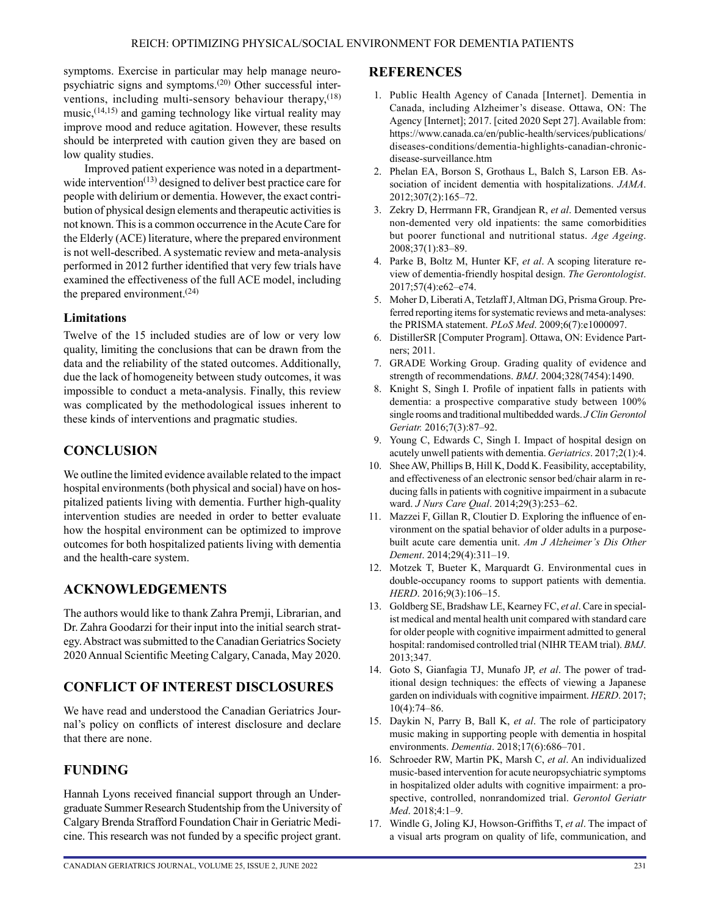symptoms. Exercise in particular may help manage neuropsychiatric signs and symptoms.[20] Other successful interventions, including multi-sensory behaviour therapy,[18] music,[14,15] and gaming technology like virtual reality may improve mood and reduce agitation. However, these results should be interpreted with caution given they are based on low quality studies.

Improved patient experience was noted in a department-wide intervention[13] designed to deliver best practice care for people with delirium or dementia. However, the exact contribution of physical design elements and therapeutic activities is not known. This is a common occurrence in the Acute Care for the Elderly (ACE) literature, where the prepared environment is not well-described. A systematic review and meta-analysis performed in 2012 further identified that very few trials have examined the effectiveness of the full ACE model, including the prepared environment.[24]

### Limitations

Twelve of the 15 included studies are of low or very low quality, limiting the conclusions that can be drawn from the data and the reliability of the stated outcomes. Additionally, due the lack of homogeneity between study outcomes, it was impossible to conduct a meta-analysis. Finally, this review was complicated by the methodological issues inherent to these kinds of interventions and pragmatic studies.

## CONCLUSION

We outline the limited evidence available related to the impact hospital environments (both physical and social) have on hospitalized patients living with dementia. Further high-quality intervention studies are needed in order to better evaluate how the hospital environment can be optimized to improve outcomes for both hospitalized patients living with dementia and the health-care system.

## ACKNOWLEDGEMENTS

The authors would like to thank Zahra Premji, Librarian, and Dr. Zahra Goodarzi for their input into the initial search strategy. Abstract was submitted to the Canadian Geriatrics Society 2020 Annual Scientific Meeting Calgary, Canada, May 2020.

## CONFLICT OF INTEREST DISCLOSURES

We have read and understood the Canadian Geriatrics Journal's policy on conflicts of interest disclosure and declare that there are none.

## FUNDING

Hannah Lyons received financial support through an Undergraduate Summer Research Studentship from the University of Calgary Brenda Strafford Foundation Chair in Geriatric Medicine. This research was not funded by a specific project grant.

## REFERENCES

1. Public Health Agency of Canada [Internet]. Dementia in Canada, including Alzheimer's disease. Ottawa, ON: The Agency [Internet]; 2017. [cited 2020 Sept 27]. Available from: https://www.canada.ca/en/public-health/services/publications/diseases-conditions/dementia-highlights-canadian-chronic-disease-surveillance.htm
2. Phelan EA, Borson S, Grothaus L, Balch S, Larson EB. Association of incident dementia with hospitalizations. *JAMA*. 2012;307(2):165–72.
3. Zekry D, Herrmann FR, Grandjean R, *et al*. Demented versus non-demented very old inpatients: the same comorbidities but poorer functional and nutritional status. *Age Ageing*. 2008;37(1):83–89.
4. Parke B, Boltz M, Hunter KF, *et al*. A scoping literature review of dementia-friendly hospital design. *The Gerontologist*. 2017;57(4):e62–e74.
5. Moher D, Liberati A, Tetzlaff J, Altman DG, Prisma Group. Preferred reporting items for systematic reviews and meta-analyses: the PRISMA statement. *PLoS Med*. 2009;6(7):e1000097.
6. DistillerSR [Computer Program]. Ottawa, ON: Evidence Partners; 2011.
7. GRADE Working Group. Grading quality of evidence and strength of recommendations. *BMJ*. 2004;328(7454):1490.
8. Knight S, Singh I. Profile of inpatient falls in patients with dementia: a prospective comparative study between 100% single rooms and traditional multibedded wards. *J Clin Gerontol Geriatr.* 2016;7(3):87–92.
9. Young C, Edwards C, Singh I. Impact of hospital design on acutely unwell patients with dementia. *Geriatrics*. 2017;2(1):4.
10. Shee AW, Phillips B, Hill K, Dodd K. Feasibility, acceptability, and effectiveness of an electronic sensor bed/chair alarm in reducing falls in patients with cognitive impairment in a subacute ward. *J Nurs Care Qual*. 2014;29(3):253–62.
11. Mazzei F, Gillan R, Cloutier D. Exploring the influence of environment on the spatial behavior of older adults in a purpose-built acute care dementia unit. *Am J Alzheimer's Dis Other Dement*. 2014;29(4):311–19.
12. Motzek T, Bueter K, Marquardt G. Environmental cues in double-occupancy rooms to support patients with dementia. *HERD*. 2016;9(3):106–15.
13. Goldberg SE, Bradshaw LE, Kearney FC, *et al*. Care in specialist medical and mental health unit compared with standard care for older people with cognitive impairment admitted to general hospital: randomised controlled trial (NIHR TEAM trial). *BMJ*. 2013;347.
14. Goto S, Gianfagia TJ, Munafo JP, *et al*. The power of traditional design techniques: the effects of viewing a Japanese garden on individuals with cognitive impairment. *HERD*. 2017; 10(4):74–86.
15. Daykin N, Parry B, Ball K, *et al*. The role of participatory music making in supporting people with dementia in hospital environments. *Dementia*. 2018;17(6):686–701.
16. Schroeder RW, Martin PK, Marsh C, *et al*. An individualized music-based intervention for acute neuropsychiatric symptoms in hospitalized older adults with cognitive impairment: a prospective, controlled, nonrandomized trial. *Gerontol Geriatr Med*. 2018;4:1–9.
17. Windle G, Joling KJ, Howson-Griffiths T, *et al*. The impact of a visual arts program on quality of life, communication, and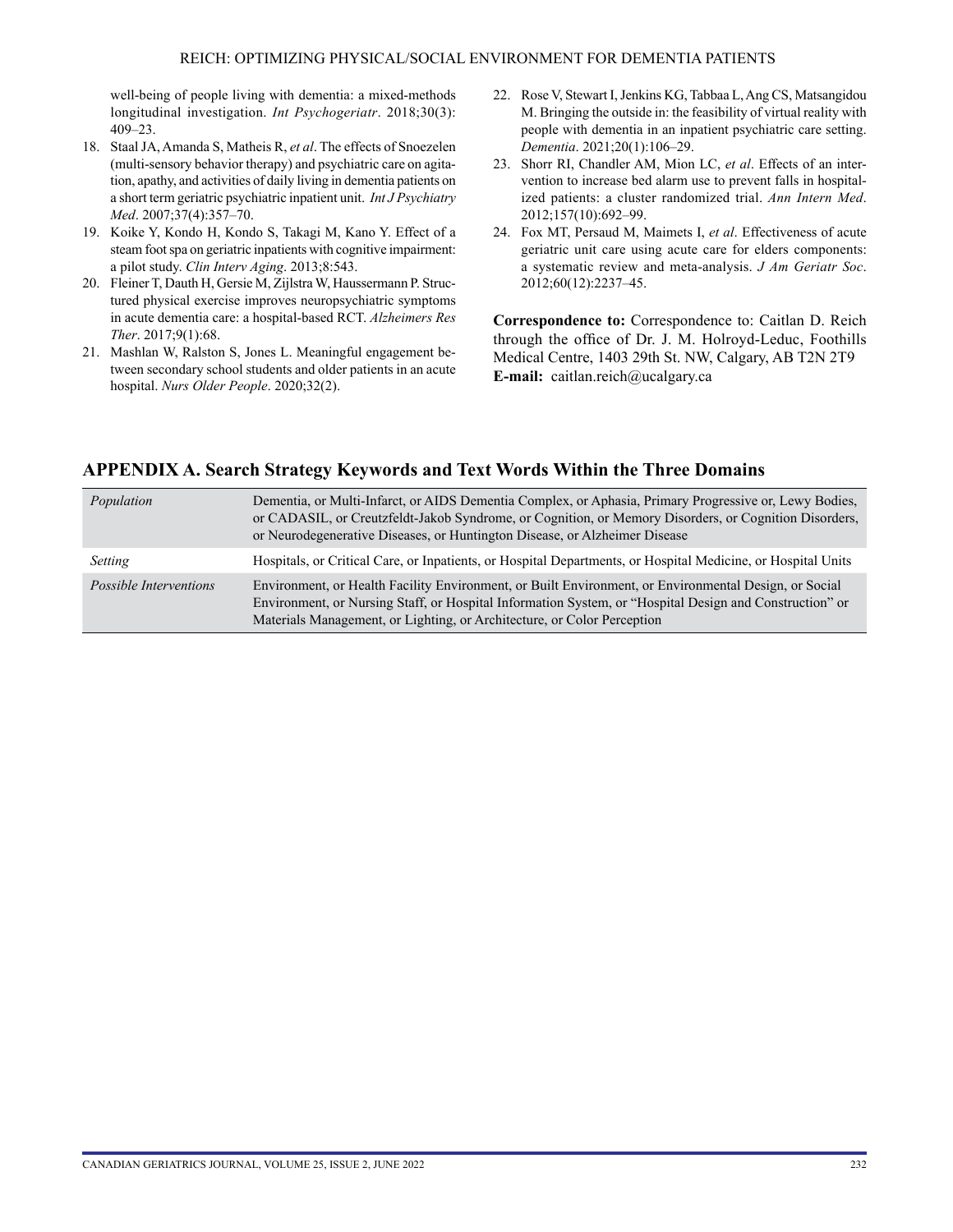well-being of people living with dementia: a mixed-methods longitudinal investigation. *Int Psychogeriatr*. 2018;30(3): 409–23.

18. Staal JA, Amanda S, Matheis R, *et al*. The effects of Snoezelen (multi-sensory behavior therapy) and psychiatric care on agitation, apathy, and activities of daily living in dementia patients on a short term geriatric psychiatric inpatient unit. *Int J Psychiatry Med*. 2007;37(4):357–70.
19. Koike Y, Kondo H, Kondo S, Takagi M, Kano Y. Effect of a steam foot spa on geriatric inpatients with cognitive impairment: a pilot study. *Clin Interv Aging*. 2013;8:543.
20. Fleiner T, Dauth H, Gersie M, Zijlstra W, Haussermann P. Structured physical exercise improves neuropsychiatric symptoms in acute dementia care: a hospital-based RCT. *Alzheimers Res Ther*. 2017;9(1):68.
21. Mashlan W, Ralston S, Jones L. Meaningful engagement between secondary school students and older patients in an acute hospital. *Nurs Older People*. 2020;32(2).
22. Rose V, Stewart I, Jenkins KG, Tabbaa L, Ang CS, Matsangidou M. Bringing the outside in: the feasibility of virtual reality with people with dementia in an inpatient psychiatric care setting. *Dementia*. 2021;20(1):106–29.
23. Shorr RI, Chandler AM, Mion LC, *et al*. Effects of an intervention to increase bed alarm use to prevent falls in hospitalized patients: a cluster randomized trial. *Ann Intern Med*. 2012;157(10):692–99.
24. Fox MT, Persaud M, Maimets I, *et al*. Effectiveness of acute geriatric unit care using acute care for elders components: a systematic review and meta-analysis. *J Am Geriatr Soc*. 2012;60(12):2237–45.

**Correspondence to:** Correspondence to: Caitlan D. Reich through the office of Dr. J. M. Holroyd-Leduc, Foothills Medical Centre, 1403 29th St. NW, Calgary, AB T2N 2T9
**E-mail:** caitlan.reich@ucalgary.ca

## APPENDIX A. Search Strategy Keywords and Text Words Within the Three Domains

| | |
|---|---|
| *Population* | Dementia, or Multi-Infarct, or AIDS Dementia Complex, or Aphasia, Primary Progressive or, Lewy Bodies, or CADASIL, or Creutzfeldt-Jakob Syndrome, or Cognition, or Memory Disorders, or Cognition Disorders, or Neurodegenerative Diseases, or Huntington Disease, or Alzheimer Disease |
| *Setting* | Hospitals, or Critical Care, or Inpatients, or Hospital Departments, or Hospital Medicine, or Hospital Units |
| *Possible Interventions* | Environment, or Health Facility Environment, or Built Environment, or Environmental Design, or Social Environment, or Nursing Staff, or Hospital Information System, or "Hospital Design and Construction" or Materials Management, or Lighting, or Architecture, or Color Perception |